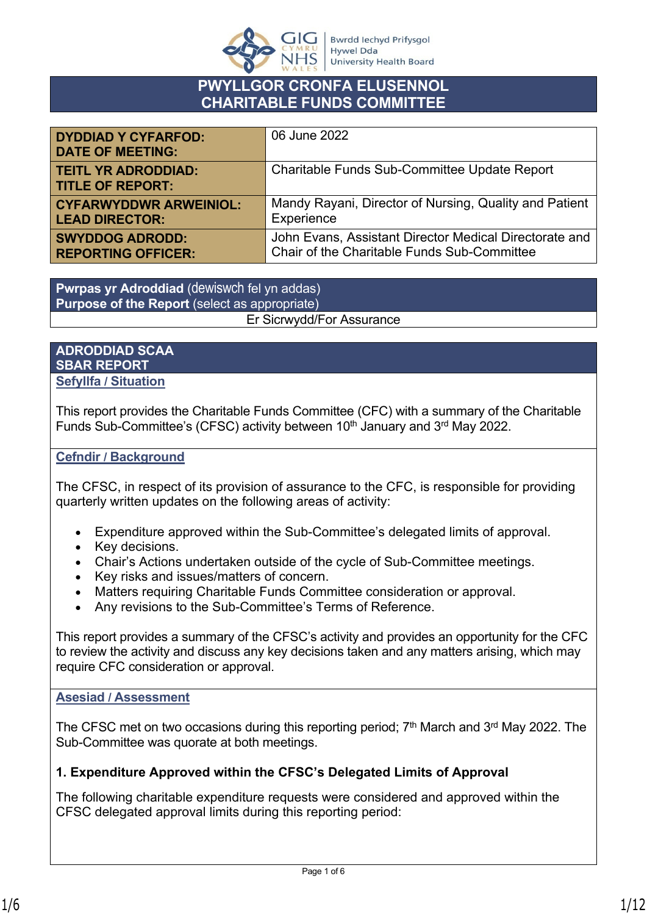# PWYLLGOR CRONFA ELUSENNOL
# CHARITABLE FUNDS COMMITTEE

| | |
|---|---|
| **DYDDIAD Y CYFARFOD: DATE OF MEETING:** | 06 June 2022 |
| **TEITL YR ADRODDIAD: TITLE OF REPORT:** | Charitable Funds Sub-Committee Update Report |
| **CYFARWYDDWR ARWEINIOL: LEAD DIRECTOR:** | Mandy Rayani, Director of Nursing, Quality and Patient Experience |
| **SWYDDOG ADRODD: REPORTING OFFICER:** | John Evans, Assistant Director Medical Directorate and Chair of the Charitable Funds Sub-Committee |

| **Pwrpas yr Adroddiad** (dewiswch fel yn addas) **Purpose of the Report** (select as appropriate) |
|---|
| Er Sicrwydd/For Assurance |

## ADRODDIAD SCAA
## SBAR REPORT

### Sefyllfa / Situation

This report provides the Charitable Funds Committee (CFC) with a summary of the Charitable Funds Sub-Committee's (CFSC) activity between 10th January and 3rd May 2022.

### Cefndir / Background

The CFSC, in respect of its provision of assurance to the CFC, is responsible for providing quarterly written updates on the following areas of activity:

- Expenditure approved within the Sub-Committee's delegated limits of approval.
- Key decisions.
- Chair's Actions undertaken outside of the cycle of Sub-Committee meetings.
- Key risks and issues/matters of concern.
- Matters requiring Charitable Funds Committee consideration or approval.
- Any revisions to the Sub-Committee's Terms of Reference.

This report provides a summary of the CFSC's activity and provides an opportunity for the CFC to review the activity and discuss any key decisions taken and any matters arising, which may require CFC consideration or approval.

### Asesiad / Assessment

The CFSC met on two occasions during this reporting period; 7th March and 3rd May 2022. The Sub-Committee was quorate at both meetings.

**1. Expenditure Approved within the CFSC's Delegated Limits of Approval**

The following charitable expenditure requests were considered and approved within the CFSC delegated approval limits during this reporting period: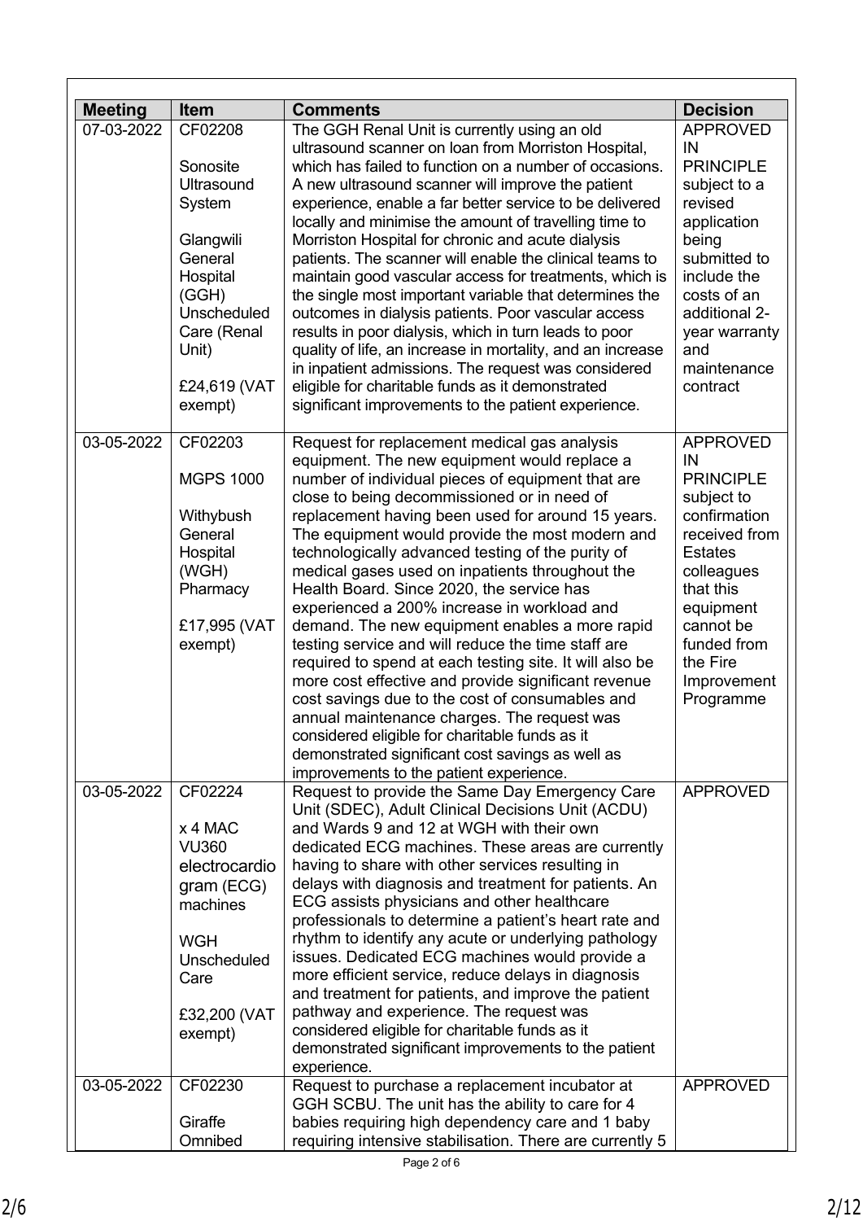| Meeting | Item | Comments | Decision |
|---|---|---|---|
| 07-03-2022 | CF02208<br><br>Sonosite Ultrasound System<br><br>Glangwili General Hospital (GGH) Unscheduled Care (Renal Unit)<br><br>£24,619 (VAT exempt) | The GGH Renal Unit is currently using an old ultrasound scanner on loan from Morriston Hospital, which has failed to function on a number of occasions. A new ultrasound scanner will improve the patient experience, enable a far better service to be delivered locally and minimise the amount of travelling time to Morriston Hospital for chronic and acute dialysis patients. The scanner will enable the clinical teams to maintain good vascular access for treatments, which is the single most important variable that determines the outcomes in dialysis patients. Poor vascular access results in poor dialysis, which in turn leads to poor quality of life, an increase in mortality, and an increase in inpatient admissions. The request was considered eligible for charitable funds as it demonstrated significant improvements to the patient experience. | APPROVED IN PRINCIPLE subject to a revised application being submitted to include the costs of an additional 2-year warranty and maintenance contract |
| 03-05-2022 | CF02203<br><br>MGPS 1000<br><br>Withybush General Hospital (WGH) Pharmacy<br><br>£17,995 (VAT exempt) | Request for replacement medical gas analysis equipment. The new equipment would replace a number of individual pieces of equipment that are close to being decommissioned or in need of replacement having been used for around 15 years. The equipment would provide the most modern and technologically advanced testing of the purity of medical gases used on inpatients throughout the Health Board. Since 2020, the service has experienced a 200% increase in workload and demand. The new equipment enables a more rapid testing service and will reduce the time staff are required to spend at each testing site. It will also be more cost effective and provide significant revenue cost savings due to the cost of consumables and annual maintenance charges. The request was considered eligible for charitable funds as it demonstrated significant cost savings as well as improvements to the patient experience. | APPROVED IN PRINCIPLE subject to confirmation received from Estates colleagues that this equipment cannot be funded from the Fire Improvement Programme |
| 03-05-2022 | CF02224<br><br>x 4 MAC VU360 electrocardiogram (ECG) machines<br><br>WGH Unscheduled Care<br><br>£32,200 (VAT exempt) | Request to provide the Same Day Emergency Care Unit (SDEC), Adult Clinical Decisions Unit (ACDU) and Wards 9 and 12 at WGH with their own dedicated ECG machines. These areas are currently having to share with other services resulting in delays with diagnosis and treatment for patients. An ECG assists physicians and other healthcare professionals to determine a patient's heart rate and rhythm to identify any acute or underlying pathology issues. Dedicated ECG machines would provide a more efficient service, reduce delays in diagnosis and treatment for patients, and improve the patient pathway and experience. The request was considered eligible for charitable funds as it demonstrated significant improvements to the patient experience. | APPROVED |
| 03-05-2022 | CF02230<br><br>Giraffe Omnibed | Request to purchase a replacement incubator at GGH SCBU. The unit has the ability to care for 4 babies requiring high dependency care and 1 baby requiring intensive stabilisation. There are currently 5 | APPROVED |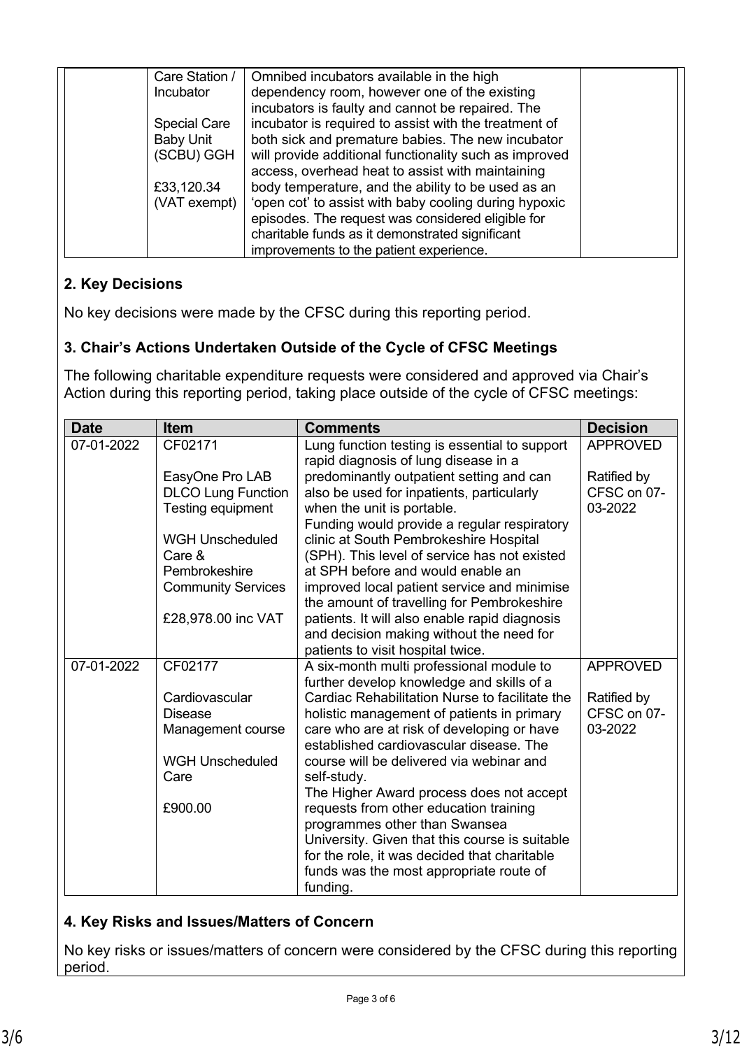| | Care Station / Incubator<br><br>Special Care Baby Unit (SCBU) GGH<br><br>£33,120.34 (VAT exempt) | Omnibed incubators available in the high dependency room, however one of the existing incubators is faulty and cannot be repaired. The incubator is required to assist with the treatment of both sick and premature babies. The new incubator will provide additional functionality such as improved access, overhead heat to assist with maintaining body temperature, and the ability to be used as an 'open cot' to assist with baby cooling during hypoxic episodes. The request was considered eligible for charitable funds as it demonstrated significant improvements to the patient experience. | |
|---|---|---|---|

## 2. Key Decisions

No key decisions were made by the CFSC during this reporting period.

## 3. Chair's Actions Undertaken Outside of the Cycle of CFSC Meetings

The following charitable expenditure requests were considered and approved via Chair's Action during this reporting period, taking place outside of the cycle of CFSC meetings:

| Date | Item | Comments | Decision |
|---|---|---|---|
| 07-01-2022 | CF02171<br><br>EasyOne Pro LAB DLCO Lung Function Testing equipment<br><br>WGH Unscheduled Care & Pembrokeshire Community Services<br><br>£28,978.00 inc VAT | Lung function testing is essential to support rapid diagnosis of lung disease in a predominantly outpatient setting and can also be used for inpatients, particularly when the unit is portable.<br>Funding would provide a regular respiratory clinic at South Pembrokeshire Hospital (SPH). This level of service has not existed at SPH before and would enable an improved local patient service and minimise the amount of travelling for Pembrokeshire patients. It will also enable rapid diagnosis and decision making without the need for patients to visit hospital twice. | APPROVED<br><br>Ratified by CFSC on 07-03-2022 |
| 07-01-2022 | CF02177<br><br>Cardiovascular Disease Management course<br><br>WGH Unscheduled Care<br><br>£900.00 | A six-month multi professional module to further develop knowledge and skills of a Cardiac Rehabilitation Nurse to facilitate the holistic management of patients in primary care who are at risk of developing or have established cardiovascular disease. The course will be delivered via webinar and self-study.<br>The Higher Award process does not accept requests from other education training programmes other than Swansea University. Given that this course is suitable for the role, it was decided that charitable funds was the most appropriate route of funding. | APPROVED<br><br>Ratified by CFSC on 07-03-2022 |

## 4. Key Risks and Issues/Matters of Concern

No key risks or issues/matters of concern were considered by the CFSC during this reporting period.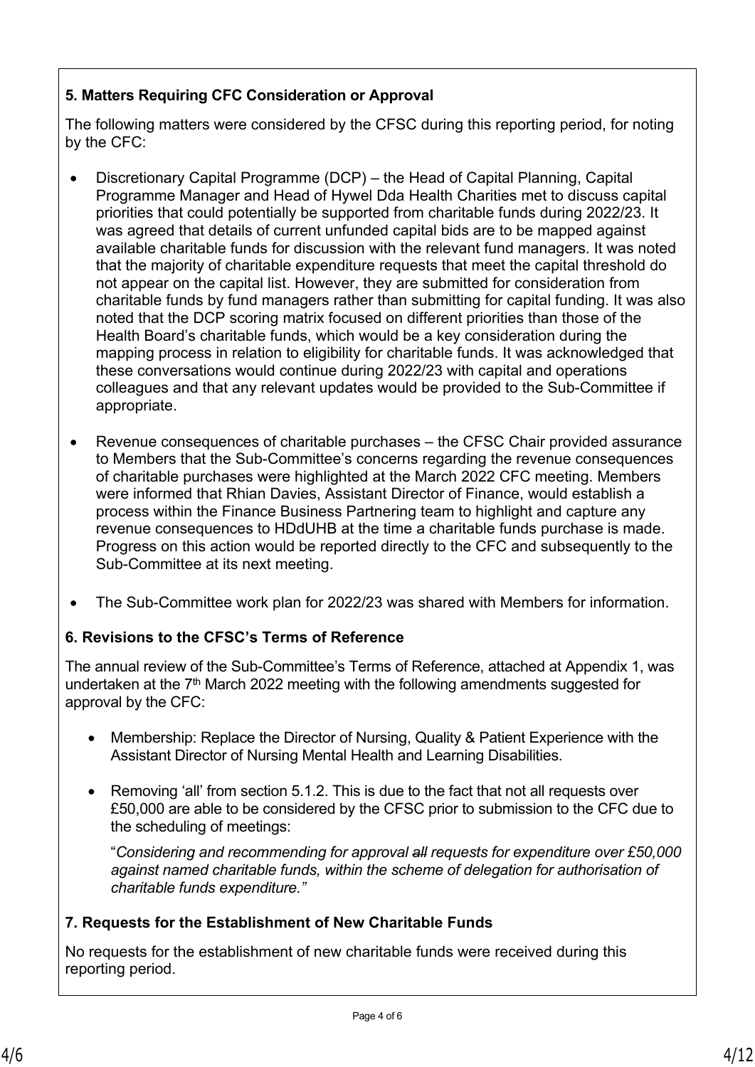**5. Matters Requiring CFC Consideration or Approval**

The following matters were considered by the CFSC during this reporting period, for noting by the CFC:

- Discretionary Capital Programme (DCP) – the Head of Capital Planning, Capital Programme Manager and Head of Hywel Dda Health Charities met to discuss capital priorities that could potentially be supported from charitable funds during 2022/23. It was agreed that details of current unfunded capital bids are to be mapped against available charitable funds for discussion with the relevant fund managers. It was noted that the majority of charitable expenditure requests that meet the capital threshold do not appear on the capital list. However, they are submitted for consideration from charitable funds by fund managers rather than submitting for capital funding. It was also noted that the DCP scoring matrix focused on different priorities than those of the Health Board's charitable funds, which would be a key consideration during the mapping process in relation to eligibility for charitable funds. It was acknowledged that these conversations would continue during 2022/23 with capital and operations colleagues and that any relevant updates would be provided to the Sub-Committee if appropriate.

- Revenue consequences of charitable purchases – the CFSC Chair provided assurance to Members that the Sub-Committee's concerns regarding the revenue consequences of charitable purchases were highlighted at the March 2022 CFC meeting. Members were informed that Rhian Davies, Assistant Director of Finance, would establish a process within the Finance Business Partnering team to highlight and capture any revenue consequences to HDdUHB at the time a charitable funds purchase is made. Progress on this action would be reported directly to the CFC and subsequently to the Sub-Committee at its next meeting.

- The Sub-Committee work plan for 2022/23 was shared with Members for information.

**6. Revisions to the CFSC's Terms of Reference**

The annual review of the Sub-Committee's Terms of Reference, attached at Appendix 1, was undertaken at the 7th March 2022 meeting with the following amendments suggested for approval by the CFC:

- Membership: Replace the Director of Nursing, Quality & Patient Experience with the Assistant Director of Nursing Mental Health and Learning Disabilities.

- Removing 'all' from section 5.1.2. This is due to the fact that not all requests over £50,000 are able to be considered by the CFSC prior to submission to the CFC due to the scheduling of meetings:

  "*Considering and recommending for approval ~~all~~ requests for expenditure over £50,000 against named charitable funds, within the scheme of delegation for authorisation of charitable funds expenditure."*

**7. Requests for the Establishment of New Charitable Funds**

No requests for the establishment of new charitable funds were received during this reporting period.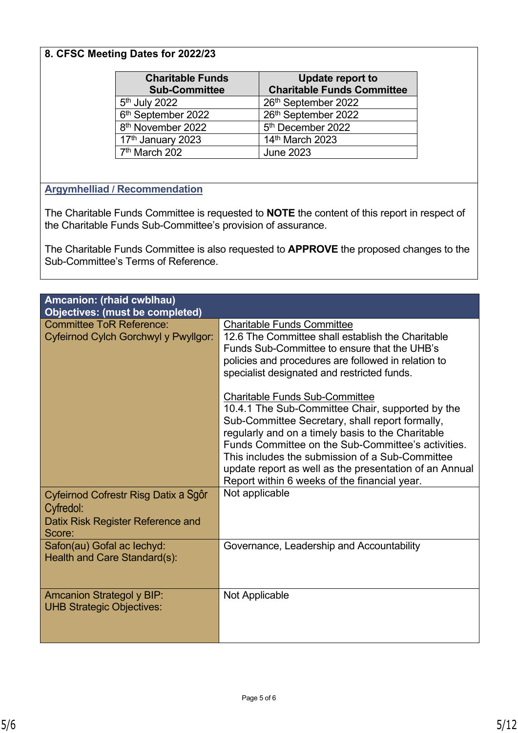## 8. CFSC Meeting Dates for 2022/23

| Charitable Funds Sub-Committee | Update report to Charitable Funds Committee |
|---|---|
| 5th July 2022 | 26th September 2022 |
| 6th September 2022 | 26th September 2022 |
| 8th November 2022 | 5th December 2022 |
| 17th January 2023 | 14th March 2023 |
| 7th March 202 | June 2023 |

### Argymhelliad / Recommendation

The Charitable Funds Committee is requested to **NOTE** the content of this report in respect of the Charitable Funds Sub-Committee's provision of assurance.

The Charitable Funds Committee is also requested to **APPROVE** the proposed changes to the Sub-Committee's Terms of Reference.

| Amcanion: (rhaid cwblhau) Objectives: (must be completed) | |
|---|---|
| Committee ToR Reference: Cyfeirnod Cylch Gorchwyl y Pwyllgor: | Charitable Funds Committee<br>12.6 The Committee shall establish the Charitable Funds Sub-Committee to ensure that the UHB's policies and procedures are followed in relation to specialist designated and restricted funds.<br><br>Charitable Funds Sub-Committee<br>10.4.1 The Sub-Committee Chair, supported by the Sub-Committee Secretary, shall report formally, regularly and on a timely basis to the Charitable Funds Committee on the Sub-Committee's activities. This includes the submission of a Sub-Committee update report as well as the presentation of an Annual Report within 6 weeks of the financial year. |
| Cyfeirnod Cofrestr Risg Datix a Sgôr Cyfredol: Datix Risk Register Reference and Score: | Not applicable |
| Safon(au) Gofal ac Iechyd: Health and Care Standard(s): | Governance, Leadership and Accountability |
| Amcanion Strategol y BIP: UHB Strategic Objectives: | Not Applicable |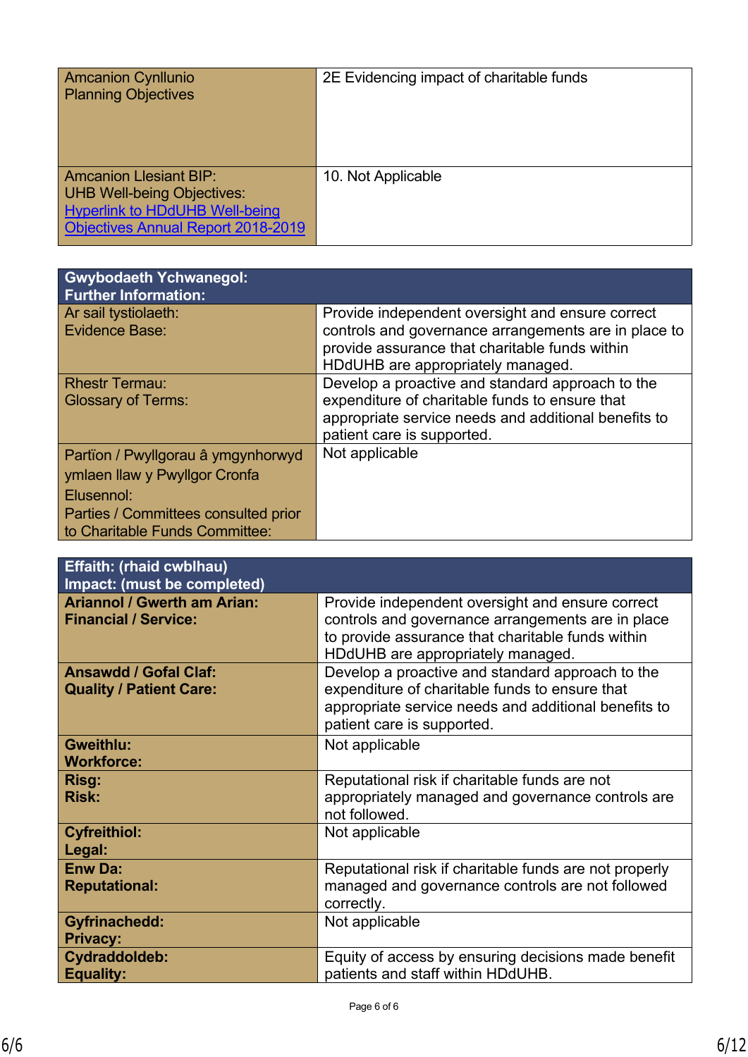| Amcanion Cynllunio<br>Planning Objectives | 2E Evidencing impact of charitable funds |
|---|---|
| Amcanion Llesiant BIP:<br>UHB Well-being Objectives:<br>[Hyperlink to HDdUHB Well-being Objectives Annual Report 2018-2019]() | 10. Not Applicable |

| **Gwybodaeth Ychwanegol:<br>Further Information:** | |
|---|---|
| Ar sail tystiolaeth:<br>Evidence Base: | Provide independent oversight and ensure correct controls and governance arrangements are in place to provide assurance that charitable funds within HDdUHB are appropriately managed. |
| Rhestr Termau:<br>Glossary of Terms: | Develop a proactive and standard approach to the expenditure of charitable funds to ensure that appropriate service needs and additional benefits to patient care is supported. |
| Partïon / Pwyllgorau â ymgynhorwyd ymlaen llaw y Pwyllgor Cronfa Elusennol:<br>Parties / Committees consulted prior to Charitable Funds Committee: | Not applicable |

| **Effaith: (rhaid cwblhau)<br>Impact: (must be completed)** | |
|---|---|
| **Ariannol / Gwerth am Arian:<br>Financial / Service:** | Provide independent oversight and ensure correct controls and governance arrangements are in place to provide assurance that charitable funds within HDdUHB are appropriately managed. |
| **Ansawdd / Gofal Claf:<br>Quality / Patient Care:** | Develop a proactive and standard approach to the expenditure of charitable funds to ensure that appropriate service needs and additional benefits to patient care is supported. |
| **Gweithlu:<br>Workforce:** | Not applicable |
| **Risg:<br>Risk:** | Reputational risk if charitable funds are not appropriately managed and governance controls are not followed. |
| **Cyfreithiol:<br>Legal:** | Not applicable |
| **Enw Da:<br>Reputational:** | Reputational risk if charitable funds are not properly managed and governance controls are not followed correctly. |
| **Gyfrinachedd:<br>Privacy:** | Not applicable |
| **Cydraddoldeb:<br>Equality:** | Equity of access by ensuring decisions made benefit patients and staff within HDdUHB. |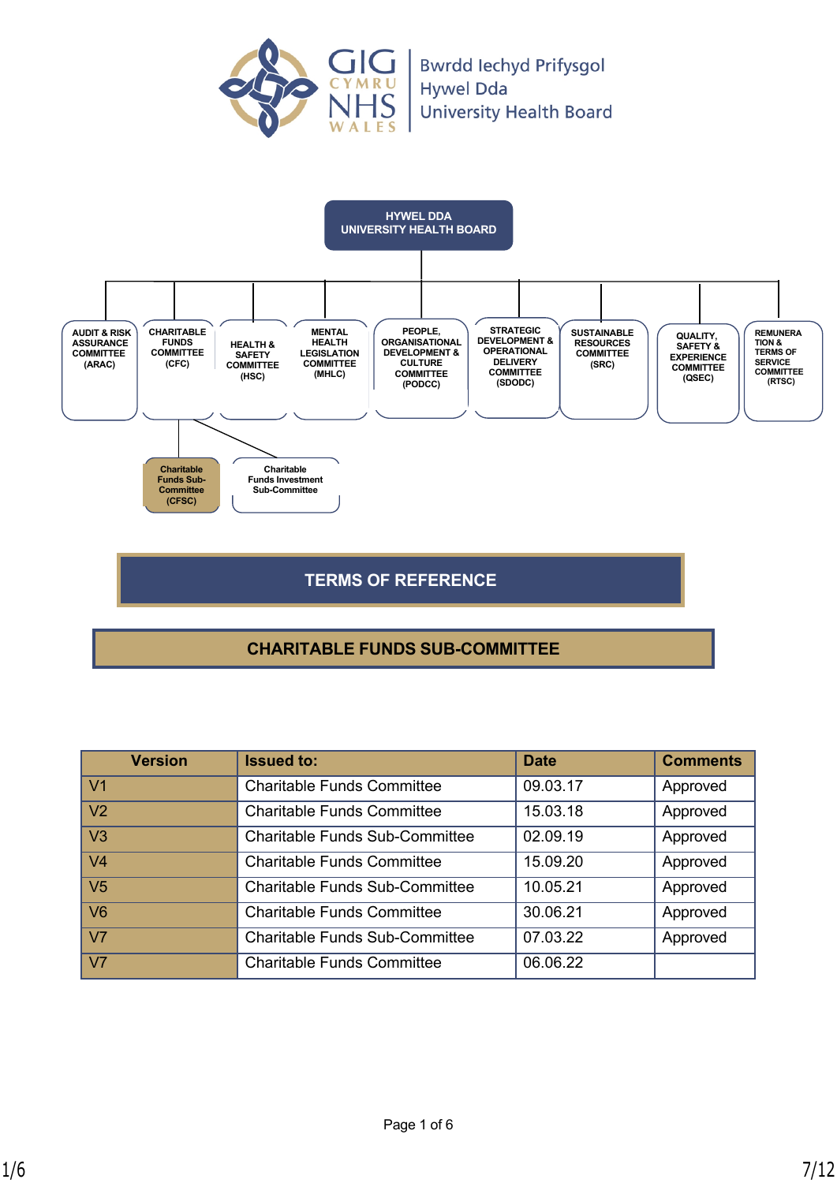Bwrdd Iechyd Prifysgol Hywel Dda University Health Board

HYWEL DDA UNIVERSITY HEALTH BOARD

- AUDIT & RISK ASSURANCE COMMITTEE (ARAC)
- CHARITABLE FUNDS COMMITTEE (CFC)
  - Charitable Funds Sub-Committee (CFSC)
  - Charitable Funds Investment Sub-Committee
- HEALTH & SAFETY COMMITTEE (HSC)
- MENTAL HEALTH LEGISLATION COMMITTEE (MHLC)
- PEOPLE, ORGANISATIONAL DEVELOPMENT & CULTURE COMMITTEE (PODCC)
- STRATEGIC DEVELOPMENT & OPERATIONAL DELIVERY COMMITTEE (SDODC)
- SUSTAINABLE RESOURCES COMMITTEE (SRC)
- QUALITY, SAFETY & EXPERIENCE COMMITTEE (QSEC)
- REMUNERATION & TERMS OF SERVICE COMMITTEE (RTSC)

# TERMS OF REFERENCE

## CHARITABLE FUNDS SUB-COMMITTEE

| Version | Issued to: | Date | Comments |
|---|---|---|---|
| V1 | Charitable Funds Committee | 09.03.17 | Approved |
| V2 | Charitable Funds Committee | 15.03.18 | Approved |
| V3 | Charitable Funds Sub-Committee | 02.09.19 | Approved |
| V4 | Charitable Funds Committee | 15.09.20 | Approved |
| V5 | Charitable Funds Sub-Committee | 10.05.21 | Approved |
| V6 | Charitable Funds Committee | 30.06.21 | Approved |
| V7 | Charitable Funds Sub-Committee | 07.03.22 | Approved |
| V7 | Charitable Funds Committee | 06.06.22 | |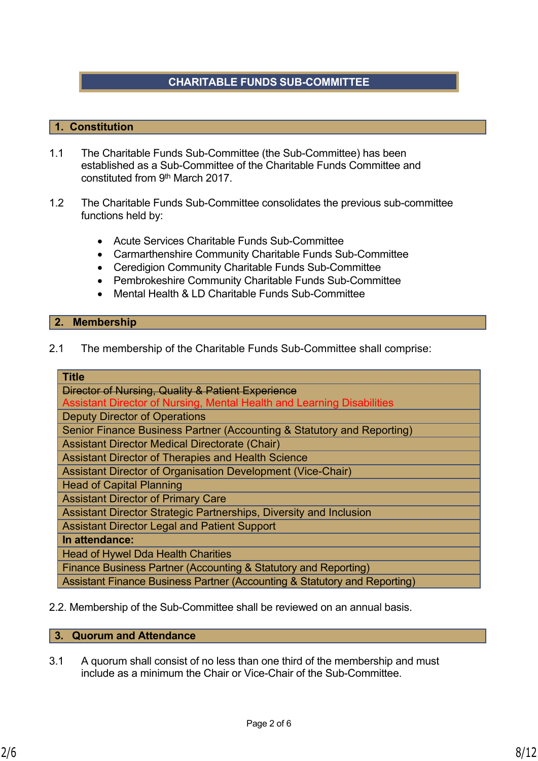# CHARITABLE FUNDS SUB-COMMITTEE

## 1. Constitution

1.1 The Charitable Funds Sub-Committee (the Sub-Committee) has been established as a Sub-Committee of the Charitable Funds Committee and constituted from 9th March 2017.

1.2 The Charitable Funds Sub-Committee consolidates the previous sub-committee functions held by:

- Acute Services Charitable Funds Sub-Committee
- Carmarthenshire Community Charitable Funds Sub-Committee
- Ceredigion Community Charitable Funds Sub-Committee
- Pembrokeshire Community Charitable Funds Sub-Committee
- Mental Health & LD Charitable Funds Sub-Committee

## 2. Membership

2.1 The membership of the Charitable Funds Sub-Committee shall comprise:

| Title |
|---|
| ~~Director of Nursing, Quality & Patient Experience~~ Assistant Director of Nursing, Mental Health and Learning Disabilities |
| Deputy Director of Operations |
| Senior Finance Business Partner (Accounting & Statutory and Reporting) |
| Assistant Director Medical Directorate (Chair) |
| Assistant Director of Therapies and Health Science |
| Assistant Director of Organisation Development (Vice-Chair) |
| Head of Capital Planning |
| Assistant Director of Primary Care |
| Assistant Director Strategic Partnerships, Diversity and Inclusion |
| Assistant Director Legal and Patient Support |
| **In attendance:** |
| Head of Hywel Dda Health Charities |
| Finance Business Partner (Accounting & Statutory and Reporting) |
| Assistant Finance Business Partner (Accounting & Statutory and Reporting) |

2.2. Membership of the Sub-Committee shall be reviewed on an annual basis.

## 3. Quorum and Attendance

3.1 A quorum shall consist of no less than one third of the membership and must include as a minimum the Chair or Vice-Chair of the Sub-Committee.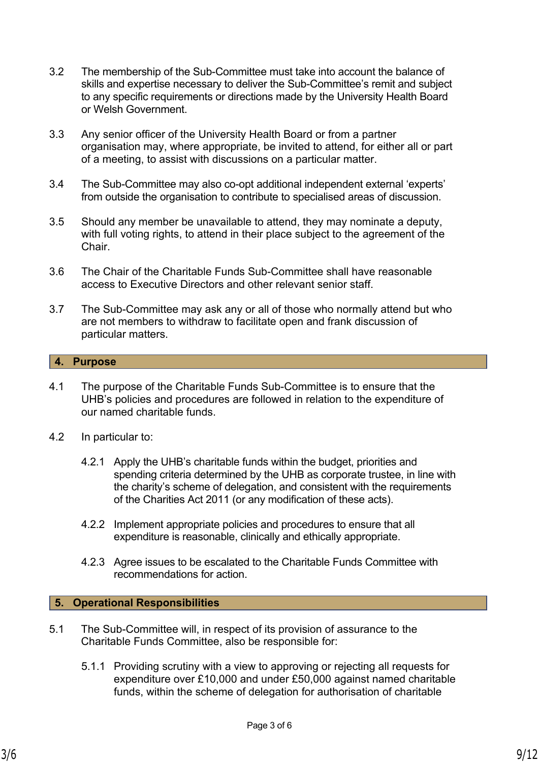3.2 The membership of the Sub-Committee must take into account the balance of skills and expertise necessary to deliver the Sub-Committee's remit and subject to any specific requirements or directions made by the University Health Board or Welsh Government.

3.3 Any senior officer of the University Health Board or from a partner organisation may, where appropriate, be invited to attend, for either all or part of a meeting, to assist with discussions on a particular matter.

3.4 The Sub-Committee may also co-opt additional independent external 'experts' from outside the organisation to contribute to specialised areas of discussion.

3.5 Should any member be unavailable to attend, they may nominate a deputy, with full voting rights, to attend in their place subject to the agreement of the Chair.

3.6 The Chair of the Charitable Funds Sub-Committee shall have reasonable access to Executive Directors and other relevant senior staff.

3.7 The Sub-Committee may ask any or all of those who normally attend but who are not members to withdraw to facilitate open and frank discussion of particular matters.

## 4. Purpose

4.1 The purpose of the Charitable Funds Sub-Committee is to ensure that the UHB's policies and procedures are followed in relation to the expenditure of our named charitable funds.

4.2 In particular to:

4.2.1 Apply the UHB's charitable funds within the budget, priorities and spending criteria determined by the UHB as corporate trustee, in line with the charity's scheme of delegation, and consistent with the requirements of the Charities Act 2011 (or any modification of these acts).

4.2.2 Implement appropriate policies and procedures to ensure that all expenditure is reasonable, clinically and ethically appropriate.

4.2.3 Agree issues to be escalated to the Charitable Funds Committee with recommendations for action.

## 5. Operational Responsibilities

5.1 The Sub-Committee will, in respect of its provision of assurance to the Charitable Funds Committee, also be responsible for:

5.1.1 Providing scrutiny with a view to approving or rejecting all requests for expenditure over £10,000 and under £50,000 against named charitable funds, within the scheme of delegation for authorisation of charitable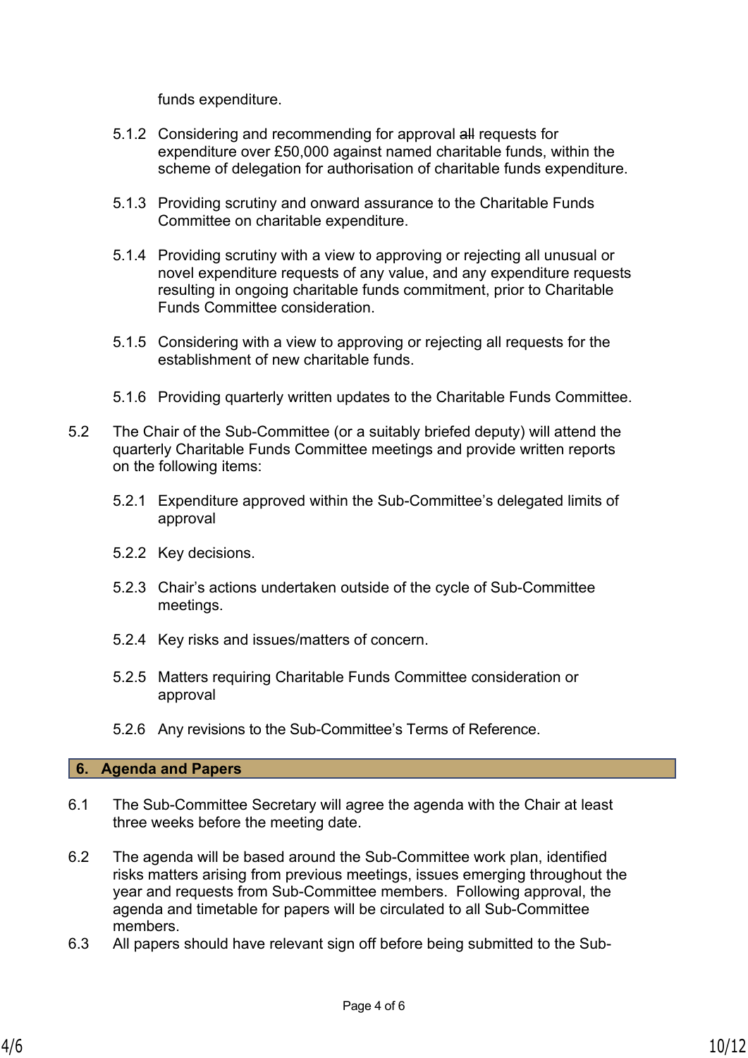funds expenditure.

5.1.2 Considering and recommending for approval ~~all~~ requests for expenditure over £50,000 against named charitable funds, within the scheme of delegation for authorisation of charitable funds expenditure.

5.1.3 Providing scrutiny and onward assurance to the Charitable Funds Committee on charitable expenditure.

5.1.4 Providing scrutiny with a view to approving or rejecting all unusual or novel expenditure requests of any value, and any expenditure requests resulting in ongoing charitable funds commitment, prior to Charitable Funds Committee consideration.

5.1.5 Considering with a view to approving or rejecting all requests for the establishment of new charitable funds.

5.1.6 Providing quarterly written updates to the Charitable Funds Committee.

5.2 The Chair of the Sub-Committee (or a suitably briefed deputy) will attend the quarterly Charitable Funds Committee meetings and provide written reports on the following items:

5.2.1 Expenditure approved within the Sub-Committee's delegated limits of approval

5.2.2 Key decisions.

5.2.3 Chair's actions undertaken outside of the cycle of Sub-Committee meetings.

5.2.4 Key risks and issues/matters of concern.

5.2.5 Matters requiring Charitable Funds Committee consideration or approval

5.2.6 Any revisions to the Sub-Committee's Terms of Reference.

## 6. Agenda and Papers

6.1 The Sub-Committee Secretary will agree the agenda with the Chair at least three weeks before the meeting date.

6.2 The agenda will be based around the Sub-Committee work plan, identified risks matters arising from previous meetings, issues emerging throughout the year and requests from Sub-Committee members. Following approval, the agenda and timetable for papers will be circulated to all Sub-Committee members.

6.3 All papers should have relevant sign off before being submitted to the Sub-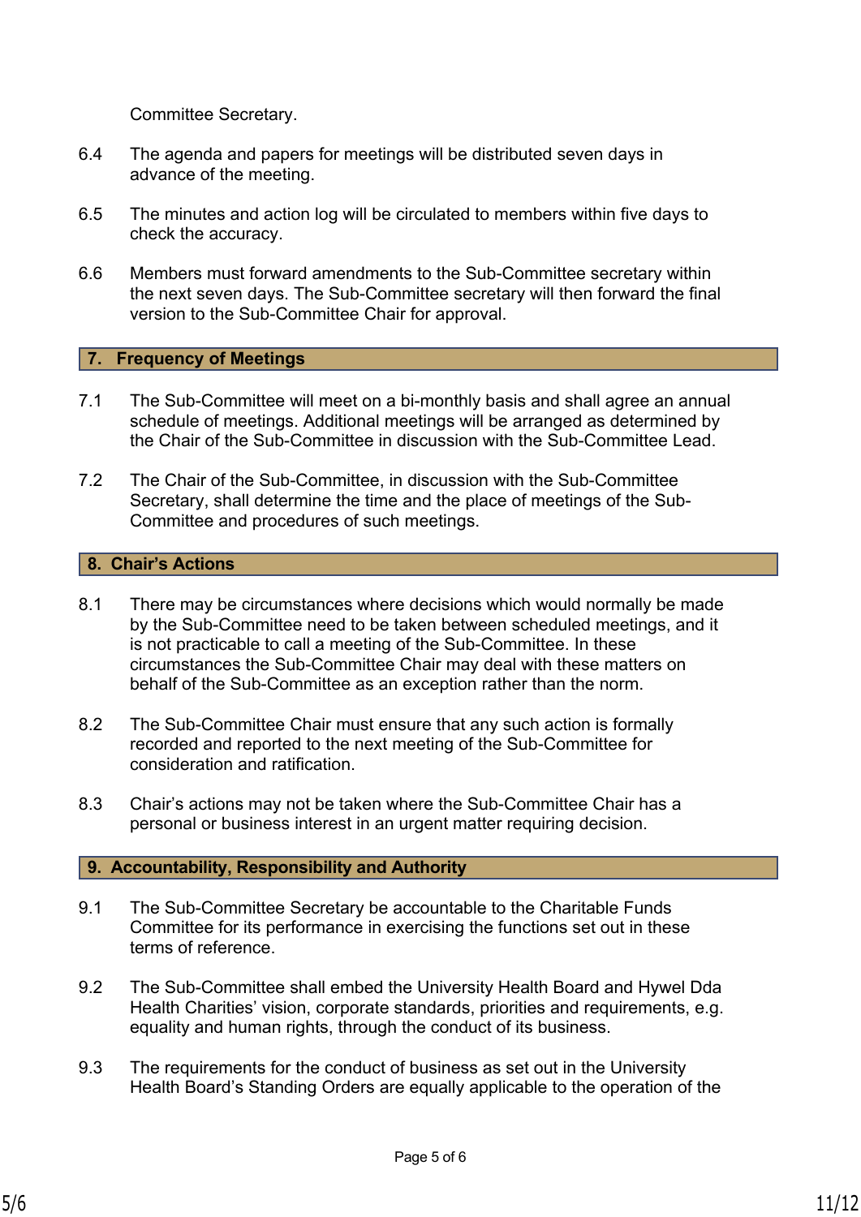Committee Secretary.

6.4 The agenda and papers for meetings will be distributed seven days in advance of the meeting.

6.5 The minutes and action log will be circulated to members within five days to check the accuracy.

6.6 Members must forward amendments to the Sub-Committee secretary within the next seven days. The Sub-Committee secretary will then forward the final version to the Sub-Committee Chair for approval.

## 7. Frequency of Meetings

7.1 The Sub-Committee will meet on a bi-monthly basis and shall agree an annual schedule of meetings. Additional meetings will be arranged as determined by the Chair of the Sub-Committee in discussion with the Sub-Committee Lead.

7.2 The Chair of the Sub-Committee, in discussion with the Sub-Committee Secretary, shall determine the time and the place of meetings of the Sub-Committee and procedures of such meetings.

## 8. Chair's Actions

8.1 There may be circumstances where decisions which would normally be made by the Sub-Committee need to be taken between scheduled meetings, and it is not practicable to call a meeting of the Sub-Committee. In these circumstances the Sub-Committee Chair may deal with these matters on behalf of the Sub-Committee as an exception rather than the norm.

8.2 The Sub-Committee Chair must ensure that any such action is formally recorded and reported to the next meeting of the Sub-Committee for consideration and ratification.

8.3 Chair's actions may not be taken where the Sub-Committee Chair has a personal or business interest in an urgent matter requiring decision.

## 9. Accountability, Responsibility and Authority

9.1 The Sub-Committee Secretary be accountable to the Charitable Funds Committee for its performance in exercising the functions set out in these terms of reference.

9.2 The Sub-Committee shall embed the University Health Board and Hywel Dda Health Charities' vision, corporate standards, priorities and requirements, e.g. equality and human rights, through the conduct of its business.

9.3 The requirements for the conduct of business as set out in the University Health Board's Standing Orders are equally applicable to the operation of the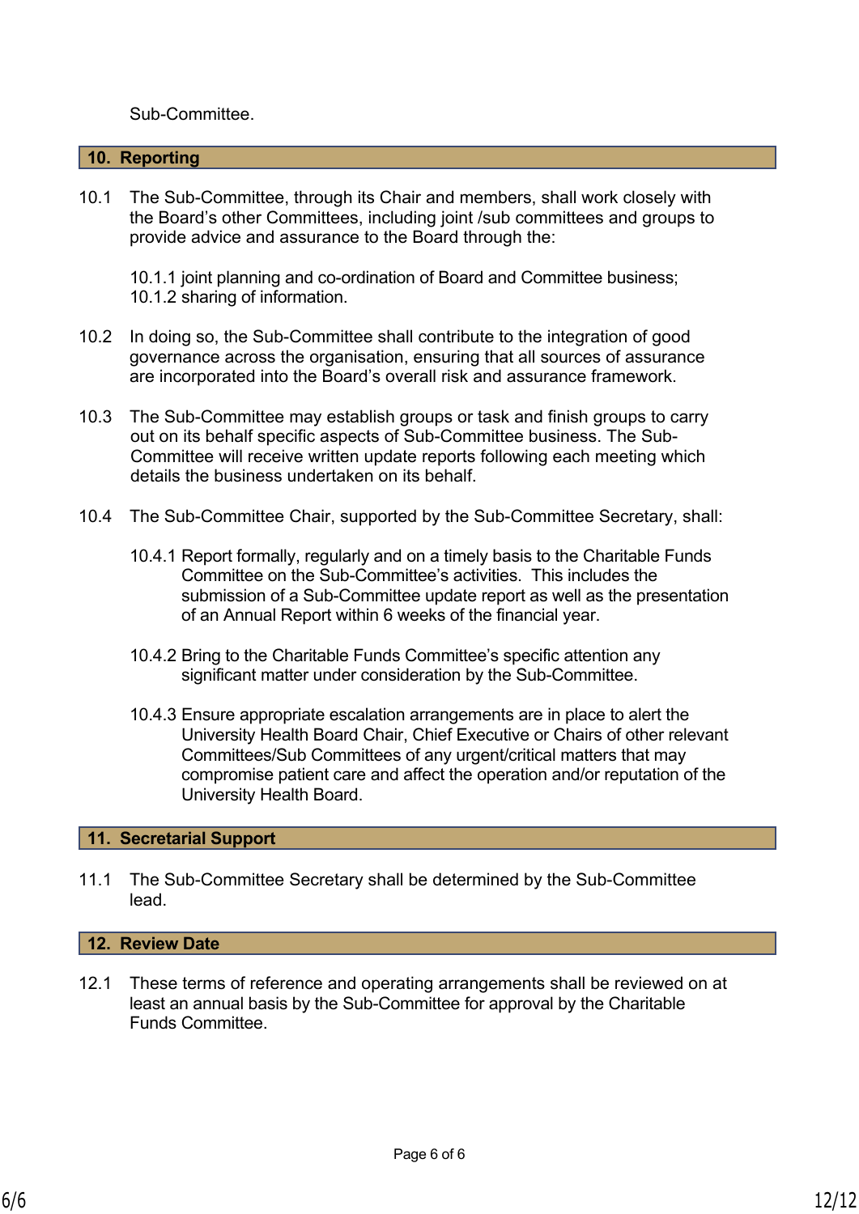Sub-Committee.

## 10. Reporting

10.1 The Sub-Committee, through its Chair and members, shall work closely with the Board's other Committees, including joint /sub committees and groups to provide advice and assurance to the Board through the:

10.1.1 joint planning and co-ordination of Board and Committee business;
10.1.2 sharing of information.

10.2 In doing so, the Sub-Committee shall contribute to the integration of good governance across the organisation, ensuring that all sources of assurance are incorporated into the Board's overall risk and assurance framework.

10.3 The Sub-Committee may establish groups or task and finish groups to carry out on its behalf specific aspects of Sub-Committee business. The Sub-Committee will receive written update reports following each meeting which details the business undertaken on its behalf.

10.4 The Sub-Committee Chair, supported by the Sub-Committee Secretary, shall:

10.4.1 Report formally, regularly and on a timely basis to the Charitable Funds Committee on the Sub-Committee's activities. This includes the submission of a Sub-Committee update report as well as the presentation of an Annual Report within 6 weeks of the financial year.

10.4.2 Bring to the Charitable Funds Committee's specific attention any significant matter under consideration by the Sub-Committee.

10.4.3 Ensure appropriate escalation arrangements are in place to alert the University Health Board Chair, Chief Executive or Chairs of other relevant Committees/Sub Committees of any urgent/critical matters that may compromise patient care and affect the operation and/or reputation of the University Health Board.

## 11. Secretarial Support

11.1 The Sub-Committee Secretary shall be determined by the Sub-Committee lead.

## 12. Review Date

12.1 These terms of reference and operating arrangements shall be reviewed on at least an annual basis by the Sub-Committee for approval by the Charitable Funds Committee.